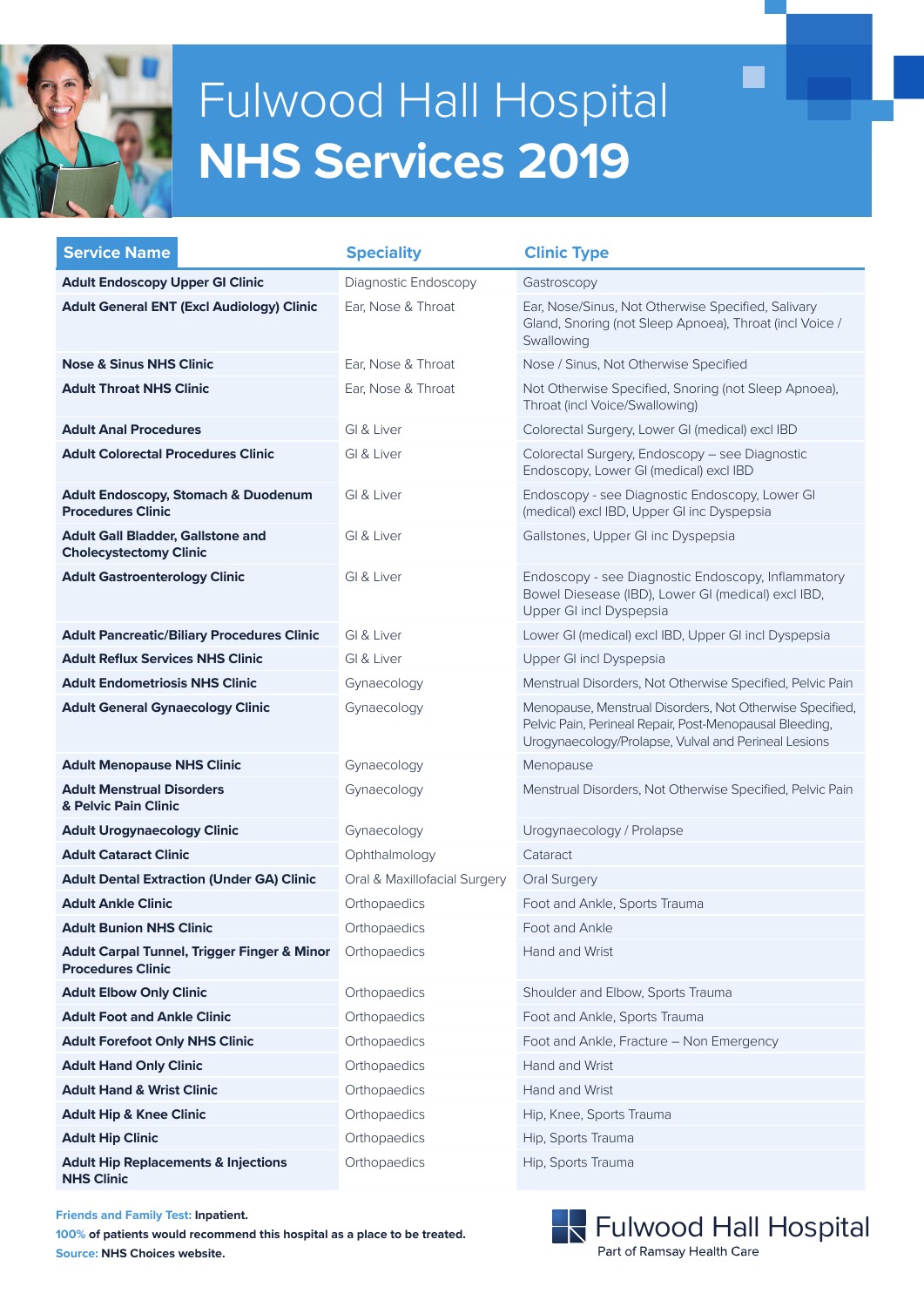# Fulwood Hall Hospital
# NHS Services 2019

| Service Name | Speciality | Clinic Type |
|---|---|---|
| **Adult Endoscopy Upper GI Clinic** | Diagnostic Endoscopy | Gastroscopy |
| **Adult General ENT (Excl Audiology) Clinic** | Ear, Nose & Throat | Ear, Nose/Sinus, Not Otherwise Specified, Salivary Gland, Snoring (not Sleep Apnoea), Throat (incl Voice / Swallowing |
| **Nose & Sinus NHS Clinic** | Ear, Nose & Throat | Nose / Sinus, Not Otherwise Specified |
| **Adult Throat NHS Clinic** | Ear, Nose & Throat | Not Otherwise Specified, Snoring (not Sleep Apnoea), Throat (incl Voice/Swallowing) |
| **Adult Anal Procedures** | GI & Liver | Colorectal Surgery, Lower GI (medical) excl IBD |
| **Adult Colorectal Procedures Clinic** | GI & Liver | Colorectal Surgery, Endoscopy – see Diagnostic Endoscopy, Lower GI (medical) excl IBD |
| **Adult Endoscopy, Stomach & Duodenum Procedures Clinic** | GI & Liver | Endoscopy - see Diagnostic Endoscopy, Lower GI (medical) excl IBD, Upper GI inc Dyspepsia |
| **Adult Gall Bladder, Gallstone and Cholecystectomy Clinic** | GI & Liver | Gallstones, Upper GI inc Dyspepsia |
| **Adult Gastroenterology Clinic** | GI & Liver | Endoscopy - see Diagnostic Endoscopy, Inflammatory Bowel Diesease (IBD), Lower GI (medical) excl IBD, Upper GI incl Dyspepsia |
| **Adult Pancreatic/Biliary Procedures Clinic** | GI & Liver | Lower GI (medical) excl IBD, Upper GI incl Dyspepsia |
| **Adult Reflux Services NHS Clinic** | GI & Liver | Upper GI incl Dyspepsia |
| **Adult Endometriosis NHS Clinic** | Gynaecology | Menstrual Disorders, Not Otherwise Specified, Pelvic Pain |
| **Adult General Gynaecology Clinic** | Gynaecology | Menopause, Menstrual Disorders, Not Otherwise Specified, Pelvic Pain, Perineal Repair, Post-Menopausal Bleeding, Urogynaecology/Prolapse, Vulval and Perineal Lesions |
| **Adult Menopause NHS Clinic** | Gynaecology | Menopause |
| **Adult Menstrual Disorders & Pelvic Pain Clinic** | Gynaecology | Menstrual Disorders, Not Otherwise Specified, Pelvic Pain |
| **Adult Urogynaecology Clinic** | Gynaecology | Urogynaecology / Prolapse |
| **Adult Cataract Clinic** | Ophthalmology | Cataract |
| **Adult Dental Extraction (Under GA) Clinic** | Oral & Maxillofacial Surgery | Oral Surgery |
| **Adult Ankle Clinic** | Orthopaedics | Foot and Ankle, Sports Trauma |
| **Adult Bunion NHS Clinic** | Orthopaedics | Foot and Ankle |
| **Adult Carpal Tunnel, Trigger Finger & Minor Procedures Clinic** | Orthopaedics | Hand and Wrist |
| **Adult Elbow Only Clinic** | Orthopaedics | Shoulder and Elbow, Sports Trauma |
| **Adult Foot and Ankle Clinic** | Orthopaedics | Foot and Ankle, Sports Trauma |
| **Adult Forefoot Only NHS Clinic** | Orthopaedics | Foot and Ankle, Fracture – Non Emergency |
| **Adult Hand Only Clinic** | Orthopaedics | Hand and Wrist |
| **Adult Hand & Wrist Clinic** | Orthopaedics | Hand and Wrist |
| **Adult Hip & Knee Clinic** | Orthopaedics | Hip, Knee, Sports Trauma |
| **Adult Hip Clinic** | Orthopaedics | Hip, Sports Trauma |
| **Adult Hip Replacements & Injections NHS Clinic** | Orthopaedics | Hip, Sports Trauma |

Friends and Family Test: **Inpatient.**
100% **of patients would recommend this hospital as a place to be treated.**
Source: **NHS Choices website.**

Fulwood Hall Hospital
Part of Ramsay Health Care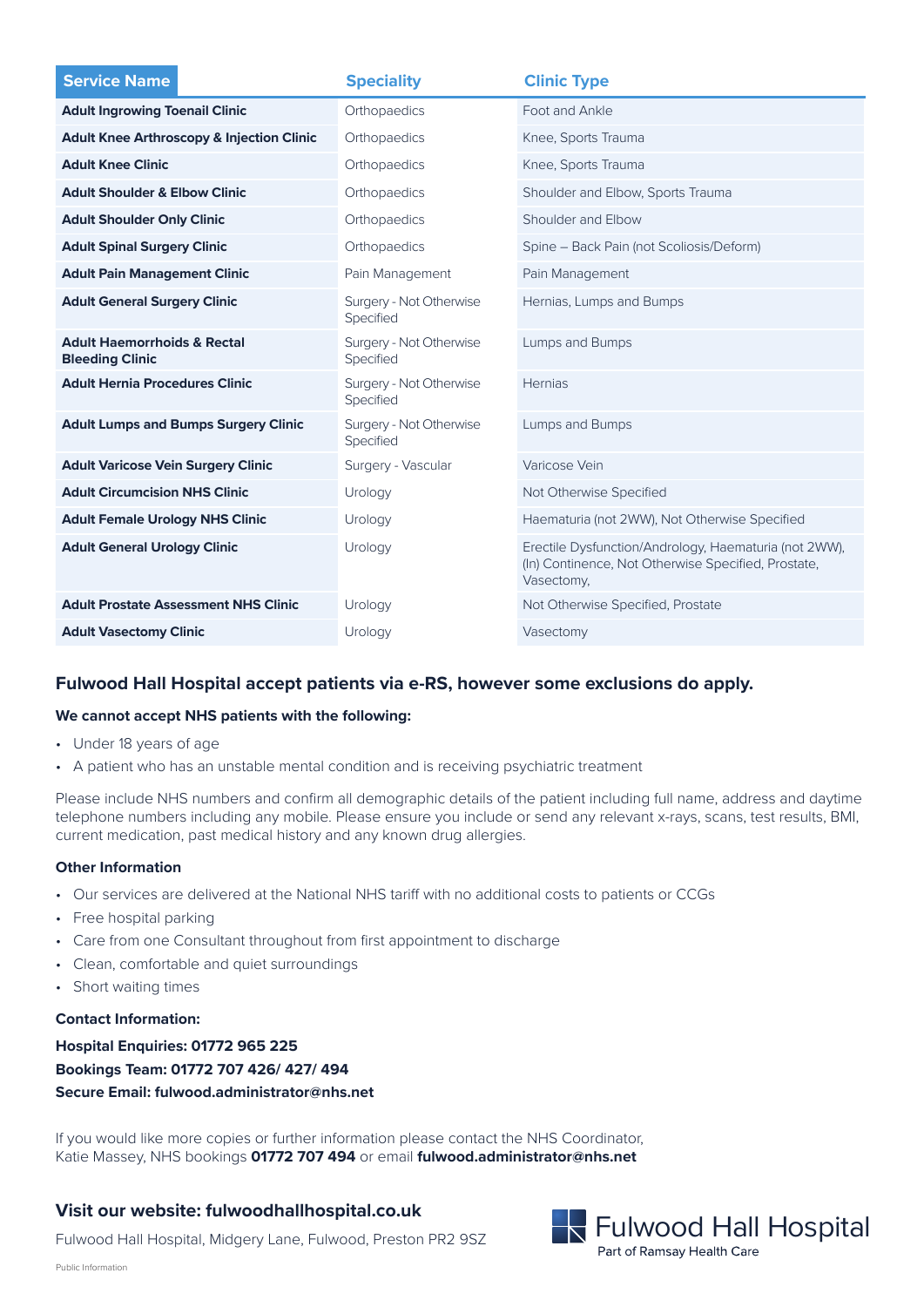| Service Name | Speciality | Clinic Type |
|---|---|---|
| **Adult Ingrowing Toenail Clinic** | Orthopaedics | Foot and Ankle |
| **Adult Knee Arthroscopy & Injection Clinic** | Orthopaedics | Knee, Sports Trauma |
| **Adult Knee Clinic** | Orthopaedics | Knee, Sports Trauma |
| **Adult Shoulder & Elbow Clinic** | Orthopaedics | Shoulder and Elbow, Sports Trauma |
| **Adult Shoulder Only Clinic** | Orthopaedics | Shoulder and Elbow |
| **Adult Spinal Surgery Clinic** | Orthopaedics | Spine – Back Pain (not Scoliosis/Deform) |
| **Adult Pain Management Clinic** | Pain Management | Pain Management |
| **Adult General Surgery Clinic** | Surgery - Not Otherwise Specified | Hernias, Lumps and Bumps |
| **Adult Haemorrhoids & Rectal Bleeding Clinic** | Surgery - Not Otherwise Specified | Lumps and Bumps |
| **Adult Hernia Procedures Clinic** | Surgery - Not Otherwise Specified | Hernias |
| **Adult Lumps and Bumps Surgery Clinic** | Surgery - Not Otherwise Specified | Lumps and Bumps |
| **Adult Varicose Vein Surgery Clinic** | Surgery - Vascular | Varicose Vein |
| **Adult Circumcision NHS Clinic** | Urology | Not Otherwise Specified |
| **Adult Female Urology NHS Clinic** | Urology | Haematuria (not 2WW), Not Otherwise Specified |
| **Adult General Urology Clinic** | Urology | Erectile Dysfunction/Andrology, Haematuria (not 2WW), (In) Continence, Not Otherwise Specified, Prostate, Vasectomy, |
| **Adult Prostate Assessment NHS Clinic** | Urology | Not Otherwise Specified, Prostate |
| **Adult Vasectomy Clinic** | Urology | Vasectomy |

## Fulwood Hall Hospital accept patients via e-RS, however some exclusions do apply.

**We cannot accept NHS patients with the following:**

- Under 18 years of age
- A patient who has an unstable mental condition and is receiving psychiatric treatment

Please include NHS numbers and confirm all demographic details of the patient including full name, address and daytime telephone numbers including any mobile. Please ensure you include or send any relevant x-rays, scans, test results, BMI, current medication, past medical history and any known drug allergies.

**Other Information**

- Our services are delivered at the National NHS tariff with no additional costs to patients or CCGs
- Free hospital parking
- Care from one Consultant throughout from first appointment to discharge
- Clean, comfortable and quiet surroundings
- Short waiting times

**Contact Information:**

**Hospital Enquiries: 01772 965 225**
**Bookings Team: 01772 707 426/ 427/ 494**
**Secure Email: fulwood.administrator@nhs.net**

If you would like more copies or further information please contact the NHS Coordinator, Katie Massey, NHS bookings **01772 707 494** or email **fulwood.administrator@nhs.net**

## Visit our website: fulwoodhallhospital.co.uk

Fulwood Hall Hospital, Midgery Lane, Fulwood, Preston PR2 9SZ

Fulwood Hall Hospital
Part of Ramsay Health Care

Public Information